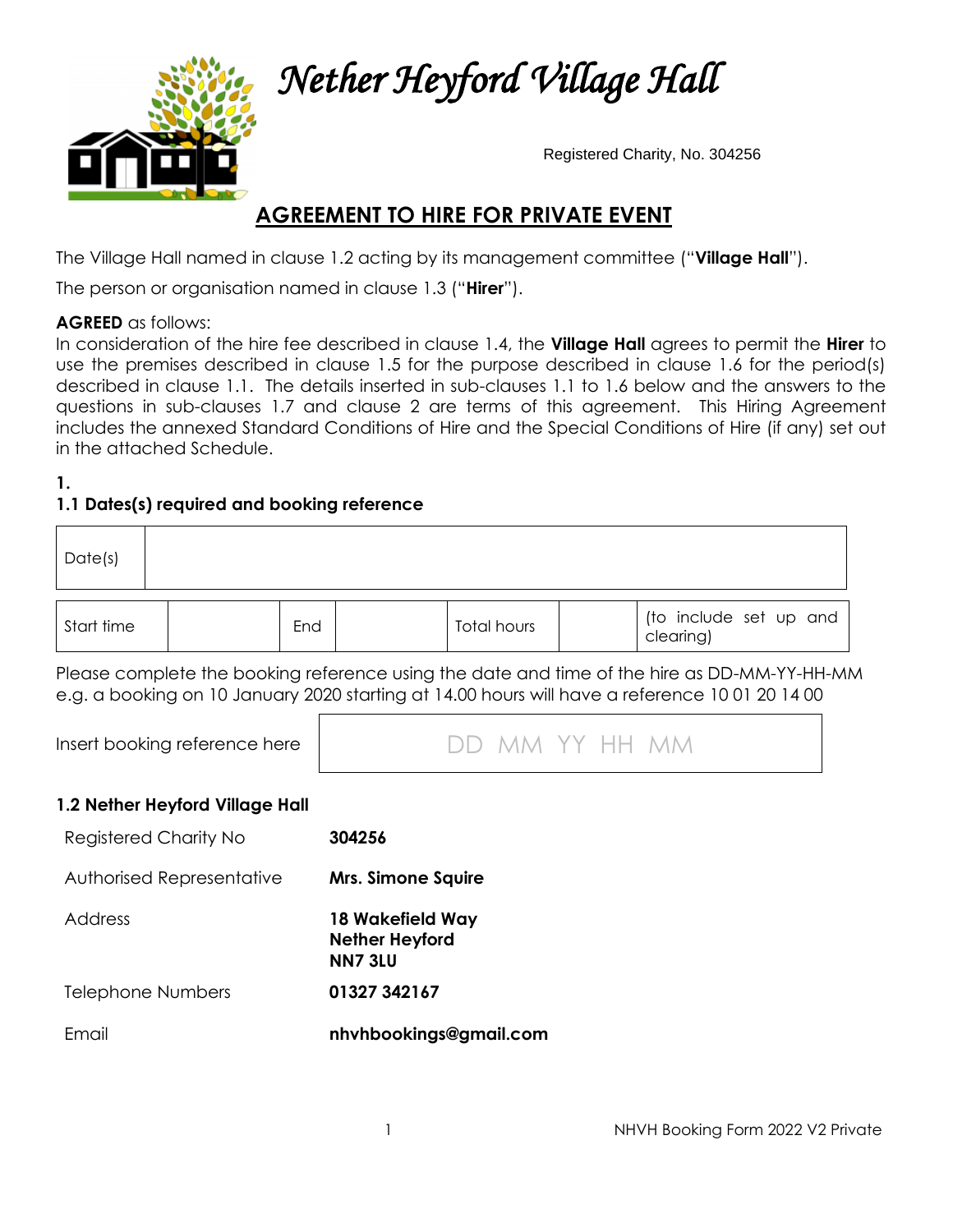# *Nether Heyford Village Hall*

Registered Charity, No. 304256

## AGREEMENT TO HIRE FOR PRIVATE EVENT

The Village Hall named in clause 1.2 acting by its management committee ("**Village Hall**").

The person or organisation named in clause 1.3 ("**Hirer**").

**AGREED** as follows:
In consideration of the hire fee described in clause 1.4, the **Village Hall** agrees to permit the **Hirer** to use the premises described in clause 1.5 for the purpose described in clause 1.6 for the period(s) described in clause 1.1. The details inserted in sub-clauses 1.1 to 1.6 below and the answers to the questions in sub-clauses 1.7 and clause 2 are terms of this agreement. This Hiring Agreement includes the annexed Standard Conditions of Hire and the Special Conditions of Hire (if any) set out in the attached Schedule.

**1.**

### 1.1 Dates(s) required and booking reference

| Date(s) | |
|---|---|

| Start time | | End | | Total hours | | (to include set up and clearing) |
|---|---|---|---|---|---|---|

Please complete the booking reference using the date and time of the hire as DD-MM-YY-HH-MM e.g. a booking on 10 January 2020 starting at 14.00 hours will have a reference 10 01 20 14 00

| Insert booking reference here | DD MM YY HH MM |
|---|---|

### 1.2 Nether Heyford Village Hall

| | |
|---|---|
| Registered Charity No | **304256** |
| Authorised Representative | **Mrs. Simone Squire** |
| Address | **18 Wakefield Way**<br>**Nether Heyford**<br>**NN7 3LU** |
| Telephone Numbers | **01327 342167** |
| Email | **nhvhbookings@gmail.com** |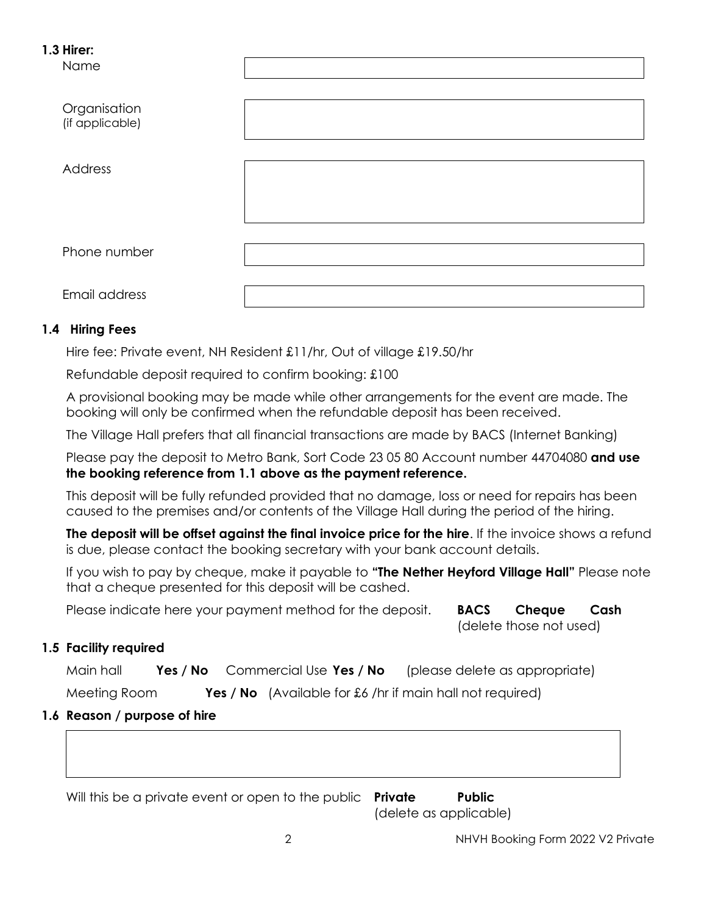**1.3 Hirer:**

| | |
|---|---|
| Name | |
| Organisation (if applicable) | |
| Address | |
| Phone number | |
| Email address | |

### 1.4 Hiring Fees

Hire fee: Private event, NH Resident £11/hr, Out of village £19.50/hr

Refundable deposit required to confirm booking: £100

A provisional booking may be made while other arrangements for the event are made. The booking will only be confirmed when the refundable deposit has been received.

The Village Hall prefers that all financial transactions are made by BACS (Internet Banking)

Please pay the deposit to Metro Bank, Sort Code 23 05 80 Account number 44704080 **and use the booking reference from 1.1 above as the payment reference.**

This deposit will be fully refunded provided that no damage, loss or need for repairs has been caused to the premises and/or contents of the Village Hall during the period of the hiring.

**The deposit will be offset against the final invoice price for the hire**. If the invoice shows a refund is due, please contact the booking secretary with your bank account details.

If you wish to pay by cheque, make it payable to **"The Nether Heyford Village Hall"** Please note that a cheque presented for this deposit will be cashed.

Please indicate here your payment method for the deposit. **BACS Cheque Cash** (delete those not used)

### 1.5 Facility required

Main hall **Yes / No** Commercial Use **Yes / No** (please delete as appropriate)

Meeting Room **Yes / No** (Available for £6 /hr if main hall not required)

### 1.6 Reason / purpose of hire

| |
|---|
| |

Will this be a private event or open to the public **Private Public** (delete as applicable)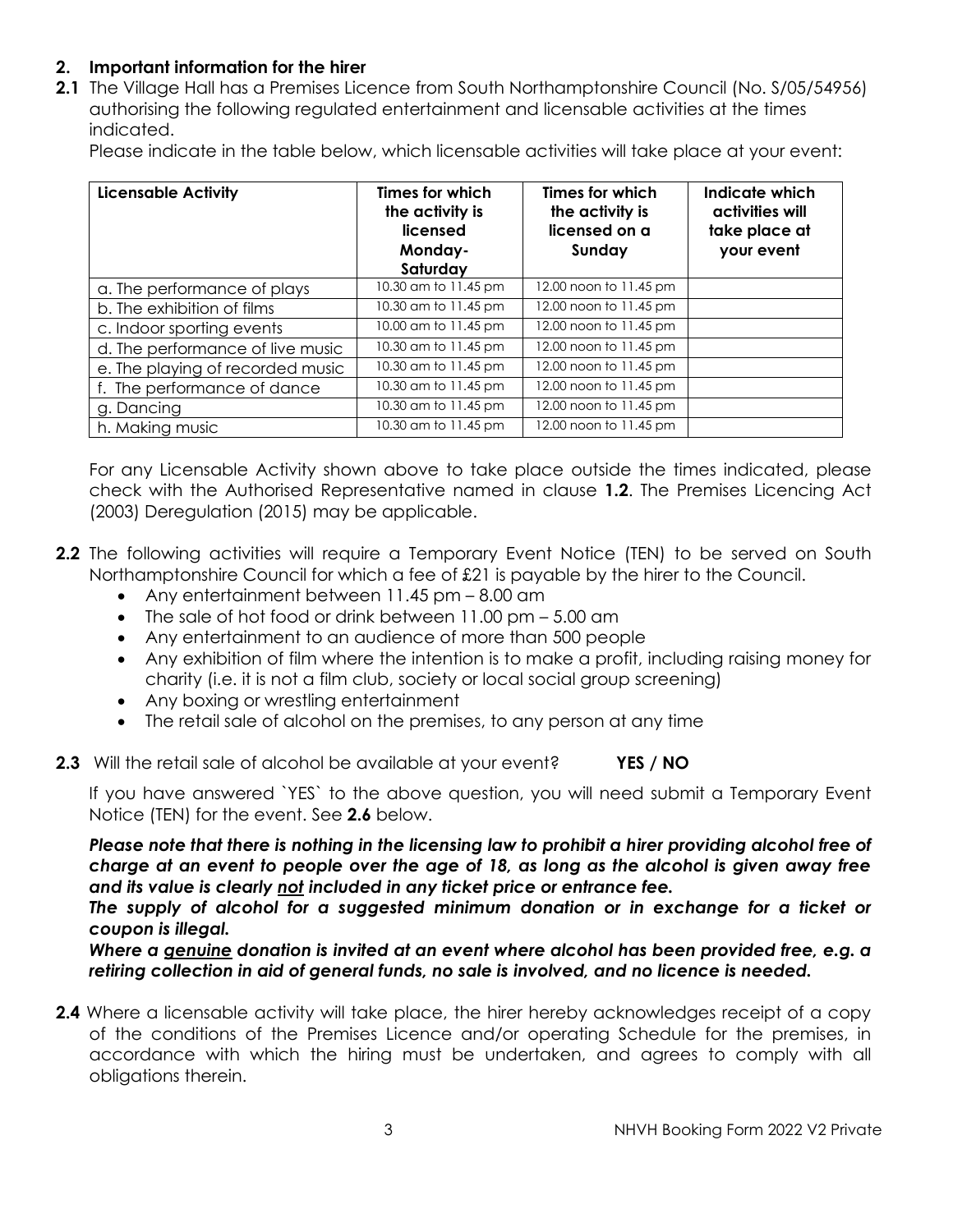## 2. Important information for the hirer

**2.1** The Village Hall has a Premises Licence from South Northamptonshire Council (No. S/05/54956) authorising the following regulated entertainment and licensable activities at the times indicated.

Please indicate in the table below, which licensable activities will take place at your event:

| Licensable Activity | Times for which the activity is licensed Monday-Saturday | Times for which the activity is licensed on a Sunday | Indicate which activities will take place at your event |
|---|---|---|---|
| a. The performance of plays | 10.30 am to 11.45 pm | 12.00 noon to 11.45 pm | |
| b. The exhibition of films | 10.30 am to 11.45 pm | 12.00 noon to 11.45 pm | |
| c. Indoor sporting events | 10.00 am to 11.45 pm | 12.00 noon to 11.45 pm | |
| d. The performance of live music | 10.30 am to 11.45 pm | 12.00 noon to 11.45 pm | |
| e. The playing of recorded music | 10.30 am to 11.45 pm | 12.00 noon to 11.45 pm | |
| f. The performance of dance | 10.30 am to 11.45 pm | 12.00 noon to 11.45 pm | |
| g. Dancing | 10.30 am to 11.45 pm | 12.00 noon to 11.45 pm | |
| h. Making music | 10.30 am to 11.45 pm | 12.00 noon to 11.45 pm | |

For any Licensable Activity shown above to take place outside the times indicated, please check with the Authorised Representative named in clause **1.2**. The Premises Licencing Act (2003) Deregulation (2015) may be applicable.

**2.2** The following activities will require a Temporary Event Notice (TEN) to be served on South Northamptonshire Council for which a fee of £21 is payable by the hirer to the Council.

- Any entertainment between 11.45 pm – 8.00 am
- The sale of hot food or drink between 11.00 pm – 5.00 am
- Any entertainment to an audience of more than 500 people
- Any exhibition of film where the intention is to make a profit, including raising money for charity (i.e. it is not a film club, society or local social group screening)
- Any boxing or wrestling entertainment
- The retail sale of alcohol on the premises, to any person at any time

**2.3** Will the retail sale of alcohol be available at your event? **YES / NO**

If you have answered `YES` to the above question, you will need submit a Temporary Event Notice (TEN) for the event. See **2.6** below.

***Please note that there is nothing in the licensing law to prohibit a hirer providing alcohol free of charge at an event to people over the age of 18, as long as the alcohol is given away free and its value is clearly <u>not</u> included in any ticket price or entrance fee.***

***The supply of alcohol for a suggested minimum donation or in exchange for a ticket or coupon is illegal.***

***Where a <u>genuine</u> donation is invited at an event where alcohol has been provided free, e.g. a retiring collection in aid of general funds, no sale is involved, and no licence is needed.***

**2.4** Where a licensable activity will take place, the hirer hereby acknowledges receipt of a copy of the conditions of the Premises Licence and/or operating Schedule for the premises, in accordance with which the hiring must be undertaken, and agrees to comply with all obligations therein.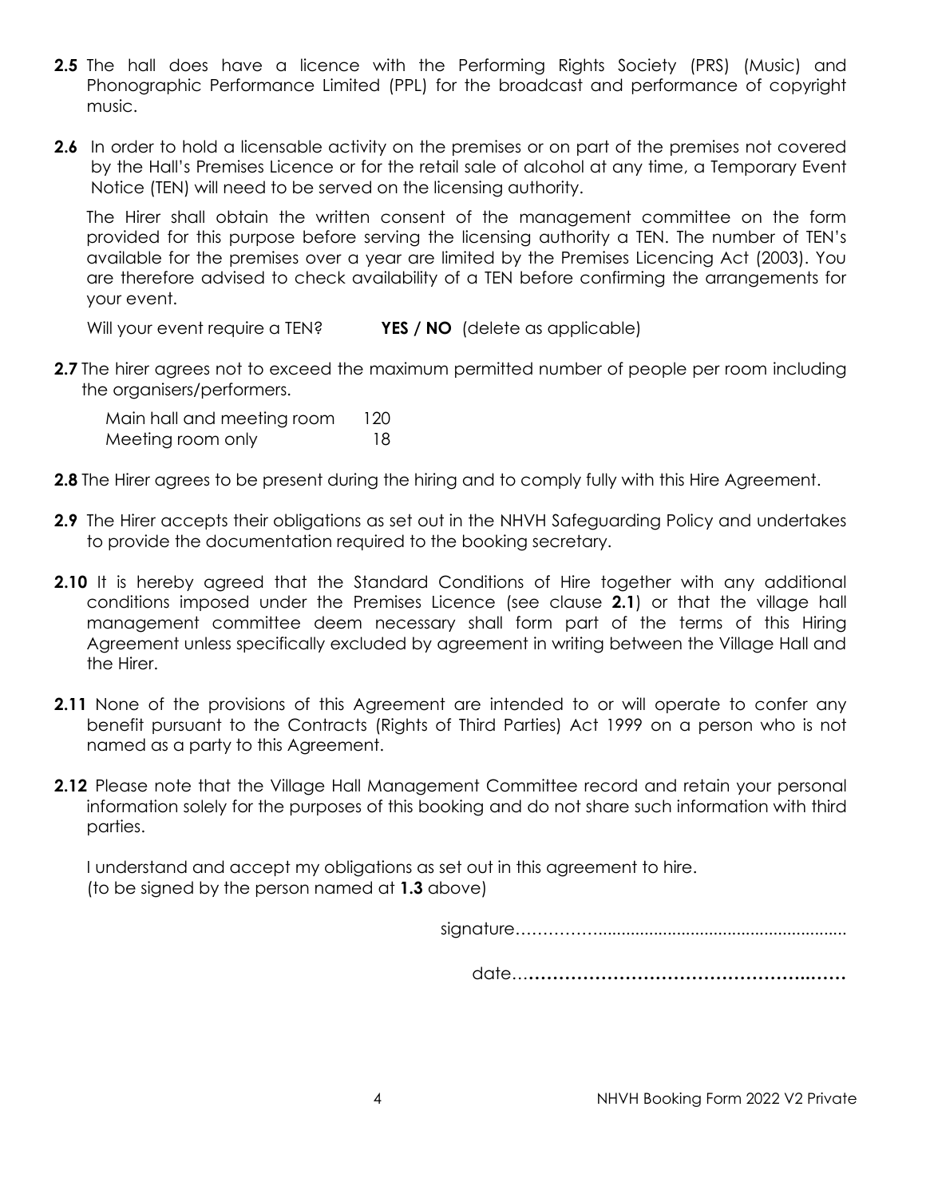**2.5** The hall does have a licence with the Performing Rights Society (PRS) (Music) and Phonographic Performance Limited (PPL) for the broadcast and performance of copyright music.

**2.6** In order to hold a licensable activity on the premises or on part of the premises not covered by the Hall's Premises Licence or for the retail sale of alcohol at any time, a Temporary Event Notice (TEN) will need to be served on the licensing authority.

The Hirer shall obtain the written consent of the management committee on the form provided for this purpose before serving the licensing authority a TEN. The number of TEN's available for the premises over a year are limited by the Premises Licencing Act (2003). You are therefore advised to check availability of a TEN before confirming the arrangements for your event.

Will your event require a TEN? **YES / NO** (delete as applicable)

**2.7** The hirer agrees not to exceed the maximum permitted number of people per room including the organisers/performers.

| | |
|---|---|
| Main hall and meeting room | 120 |
| Meeting room only | 18 |

**2.8** The Hirer agrees to be present during the hiring and to comply fully with this Hire Agreement.

**2.9** The Hirer accepts their obligations as set out in the NHVH Safeguarding Policy and undertakes to provide the documentation required to the booking secretary.

**2.10** It is hereby agreed that the Standard Conditions of Hire together with any additional conditions imposed under the Premises Licence (see clause **2.1**) or that the village hall management committee deem necessary shall form part of the terms of this Hiring Agreement unless specifically excluded by agreement in writing between the Village Hall and the Hirer.

**2.11** None of the provisions of this Agreement are intended to or will operate to confer any benefit pursuant to the Contracts (Rights of Third Parties) Act 1999 on a person who is not named as a party to this Agreement.

**2.12** Please note that the Village Hall Management Committee record and retain your personal information solely for the purposes of this booking and do not share such information with third parties.

I understand and accept my obligations as set out in this agreement to hire.
(to be signed by the person named at **1.3** above)

signature……………......................................................

date…………………………………………….……